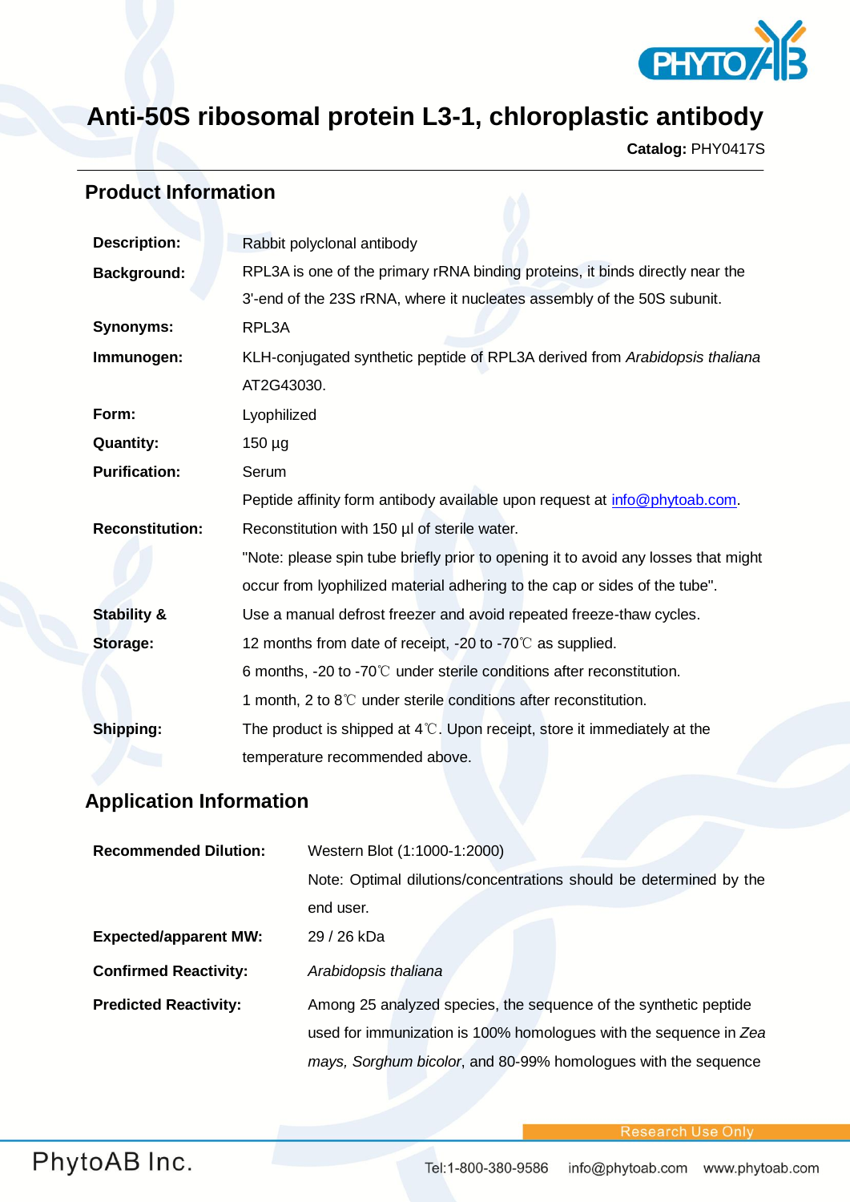# Anti-50S ribosomal protein L3-1, chloroplastic antibody

**Catalog:** PHY0417S

## Product Information

| | |
|---|---|
| **Description:** | Rabbit polyclonal antibody |
| **Background:** | RPL3A is one of the primary rRNA binding proteins, it binds directly near the 3'-end of the 23S rRNA, where it nucleates assembly of the 50S subunit. |
| **Synonyms:** | RPL3A |
| **Immunogen:** | KLH-conjugated synthetic peptide of RPL3A derived from *Arabidopsis thaliana* AT2G43030. |
| **Form:** | Lyophilized |
| **Quantity:** | 150 µg |
| **Purification:** | Serum<br>Peptide affinity form antibody available upon request at info@phytoab.com. |
| **Reconstitution:** | Reconstitution with 150 µl of sterile water.<br>"Note: please spin tube briefly prior to opening it to avoid any losses that might occur from lyophilized material adhering to the cap or sides of the tube". |
| **Stability & Storage:** | Use a manual defrost freezer and avoid repeated freeze-thaw cycles.<br>12 months from date of receipt, -20 to -70℃ as supplied.<br>6 months, -20 to -70℃ under sterile conditions after reconstitution.<br>1 month, 2 to 8℃ under sterile conditions after reconstitution. |
| **Shipping:** | The product is shipped at 4℃. Upon receipt, store it immediately at the temperature recommended above. |

## Application Information

| | |
|---|---|
| **Recommended Dilution:** | Western Blot (1:1000-1:2000)<br>Note: Optimal dilutions/concentrations should be determined by the end user. |
| **Expected/apparent MW:** | 29 / 26 kDa |
| **Confirmed Reactivity:** | *Arabidopsis thaliana* |
| **Predicted Reactivity:** | Among 25 analyzed species, the sequence of the synthetic peptide used for immunization is 100% homologues with the sequence in *Zea mays, Sorghum bicolor*, and 80-99% homologues with the sequence |

Research Use Only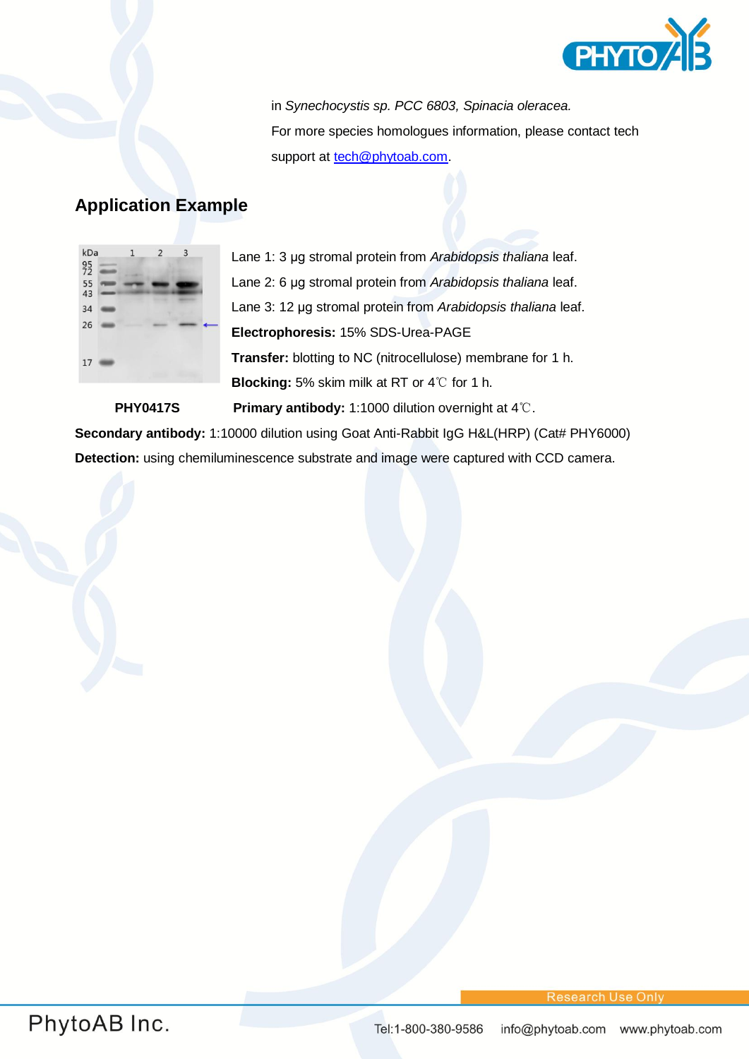in *Synechocystis sp. PCC 6803, Spinacia oleracea.*

For more species homologues information, please contact tech support at tech@phytoab.com.

## Application Example

kDa 1 2 3
95
72
55
43
34
26
17

PHY0417S

Lane 1: 3 μg stromal protein from *Arabidopsis thaliana* leaf.

Lane 2: 6 μg stromal protein from *Arabidopsis thaliana* leaf.

Lane 3: 12 μg stromal protein from *Arabidopsis thaliana* leaf.

**Electrophoresis:** 15% SDS-Urea-PAGE

**Transfer:** blotting to NC (nitrocellulose) membrane for 1 h.

**Blocking:** 5% skim milk at RT or 4℃ for 1 h.

**Primary antibody:** 1:1000 dilution overnight at 4℃.

**Secondary antibody:** 1:10000 dilution using Goat Anti-Rabbit IgG H&L(HRP) (Cat# PHY6000)

**Detection:** using chemiluminescence substrate and image were captured with CCD camera.

Research Use Only

PhytoAB Inc. Tel:1-800-380-9586 info@phytoab.com www.phytoab.com